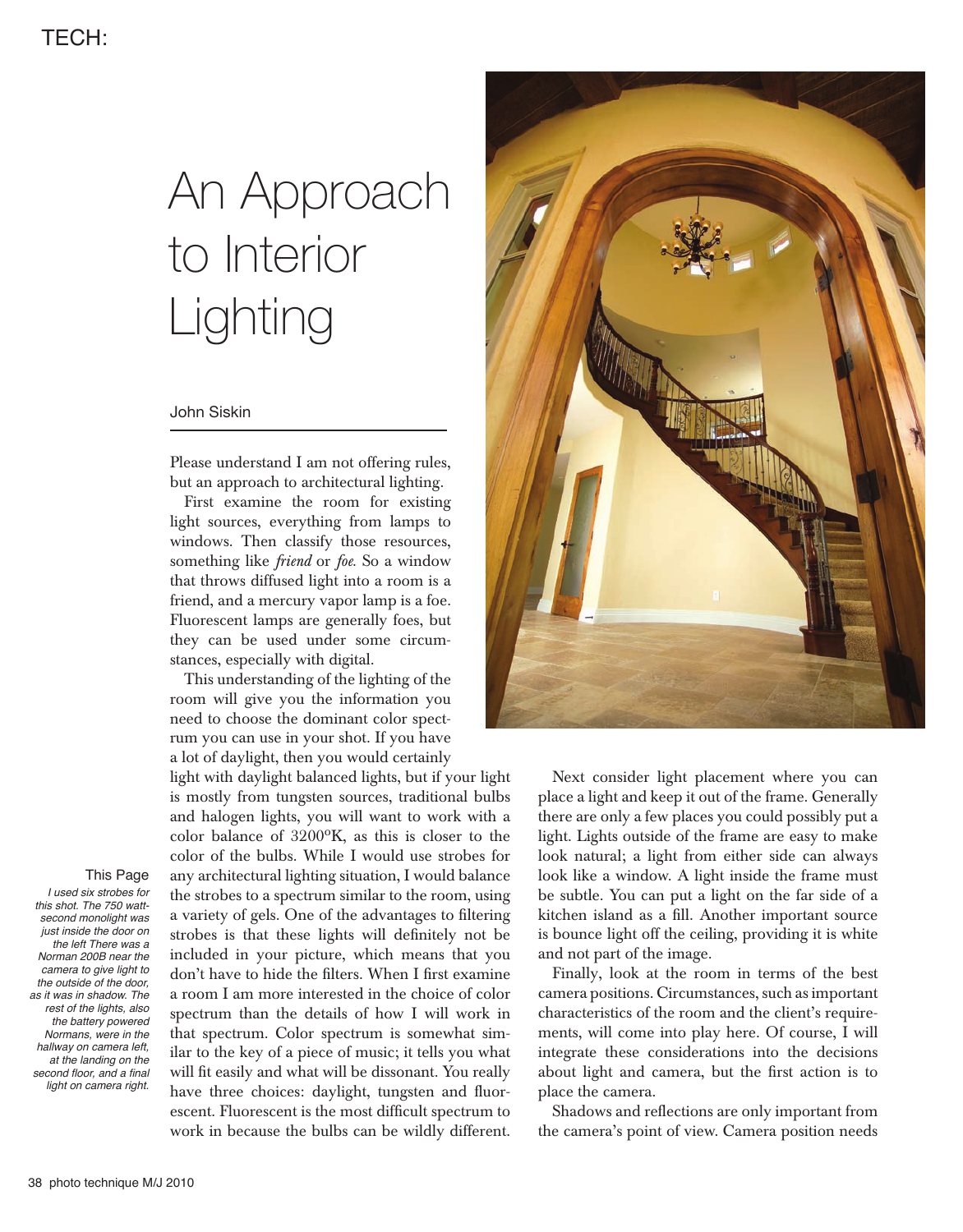TECH:

# An Approach to Interior Lighting

John Siskin

Please understand I am not offering rules, but an approach to architectural lighting.

First examine the room for existing light sources, everything from lamps to windows. Then classify those resources, something like *friend* or *foe*. So a window that throws diffused light into a room is a friend, and a mercury vapor lamp is a foe. Fluorescent lamps are generally foes, but they can be used under some circumstances, especially with digital.

This understanding of the lighting of the room will give you the information you need to choose the dominant color spectrum you can use in your shot. If you have a lot of daylight, then you would certainly light with daylight balanced lights, but if your light is mostly from tungsten sources, traditional bulbs and halogen lights, you will want to work with a color balance of 3200°K, as this is closer to the color of the bulbs. While I would use strobes for any architectural lighting situation, I would balance the strobes to a spectrum similar to the room, using a variety of gels. One of the advantages to filtering strobes is that these lights will definitely not be included in your picture, which means that you don't have to hide the filters. When I first examine a room I am more interested in the choice of color spectrum than the details of how I will work in that spectrum. Color spectrum is somewhat similar to the key of a piece of music; it tells you what will fit easily and what will be dissonant. You really have three choices: daylight, tungsten and fluorescent. Fluorescent is the most difficult spectrum to work in because the bulbs can be wildly different.

This Page

*I used six strobes for this shot. The 750 watt-second monolight was just inside the door on the left There was a Norman 200B near the camera to give light to the outside of the door, as it was in shadow. The rest of the lights, also the battery powered Normans, were in the hallway on camera left, at the landing on the second floor, and a final light on camera right.*

Next consider light placement where you can place a light and keep it out of the frame. Generally there are only a few places you could possibly put a light. Lights outside of the frame are easy to make look natural; a light from either side can always look like a window. A light inside the frame must be subtle. You can put a light on the far side of a kitchen island as a fill. Another important source is bounce light off the ceiling, providing it is white and not part of the image.

Finally, look at the room in terms of the best camera positions. Circumstances, such as important characteristics of the room and the client's requirements, will come into play here. Of course, I will integrate these considerations into the decisions about light and camera, but the first action is to place the camera.

Shadows and reflections are only important from the camera's point of view. Camera position needs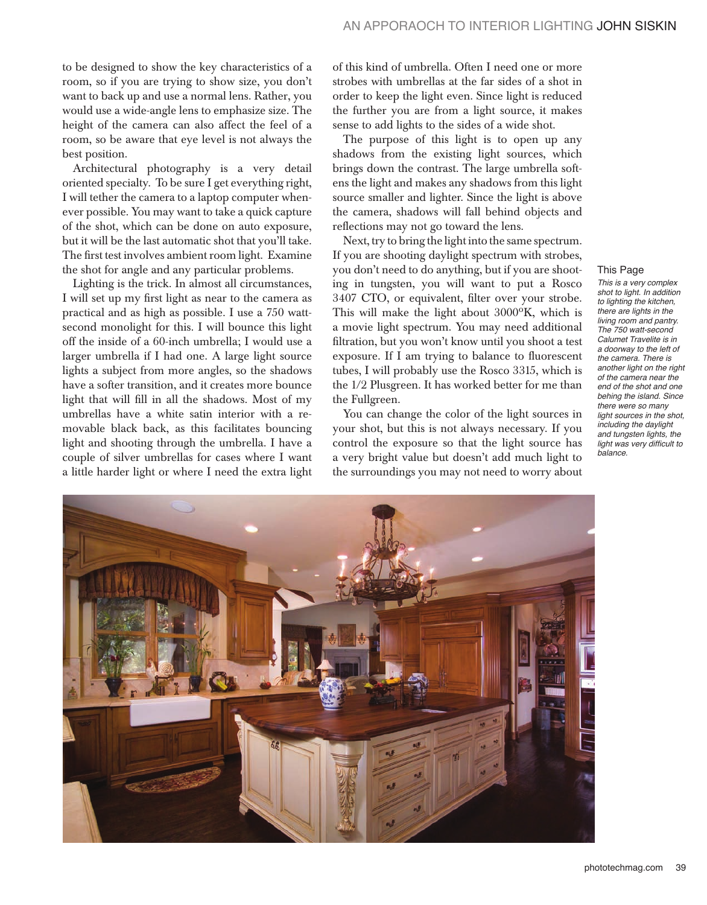to be designed to show the key characteristics of a room, so if you are trying to show size, you don't want to back up and use a normal lens. Rather, you would use a wide-angle lens to emphasize size. The height of the camera can also affect the feel of a room, so be aware that eye level is not always the best position.

Architectural photography is a very detail oriented specialty. To be sure I get everything right, I will tether the camera to a laptop computer whenever possible. You may want to take a quick capture of the shot, which can be done on auto exposure, but it will be the last automatic shot that you'll take. The first test involves ambient room light. Examine the shot for angle and any particular problems.

Lighting is the trick. In almost all circumstances, I will set up my first light as near to the camera as practical and as high as possible. I use a 750 watt-second monolight for this. I will bounce this light off the inside of a 60-inch umbrella; I would use a larger umbrella if I had one. A large light source lights a subject from more angles, so the shadows have a softer transition, and it creates more bounce light that will fill in all the shadows. Most of my umbrellas have a white satin interior with a removable black back, as this facilitates bouncing light and shooting through the umbrella. I have a couple of silver umbrellas for cases where I want a little harder light or where I need the extra light of this kind of umbrella. Often I need one or more strobes with umbrellas at the far sides of a shot in order to keep the light even. Since light is reduced the further you are from a light source, it makes sense to add lights to the sides of a wide shot.

The purpose of this light is to open up any shadows from the existing light sources, which brings down the contrast. The large umbrella softens the light and makes any shadows from this light source smaller and lighter. Since the light is above the camera, shadows will fall behind objects and reflections may not go toward the lens.

Next, try to bring the light into the same spectrum. If you are shooting daylight spectrum with strobes, you don't need to do anything, but if you are shooting in tungsten, you will want to put a Rosco 3407 CTO, or equivalent, filter over your strobe. This will make the light about 3000ºK, which is a movie light spectrum. You may need additional filtration, but you won't know until you shoot a test exposure. If I am trying to balance to fluorescent tubes, I will probably use the Rosco 3315, which is the 1/2 Plusgreen. It has worked better for me than the Fullgreen.

You can change the color of the light sources in your shot, but this is not always necessary. If you control the exposure so that the light source has a very bright value but doesn't add much light to the surroundings you may not need to worry about

This Page

*This is a very complex shot to light. In addition to lighting the kitchen, there are lights in the living room and pantry. The 750 watt-second Calumet Travelite is in a doorway to the left of the camera. There is another light on the right of the camera near the end of the shot and one behing the island. Since there were so many light sources in the shot, including the daylight and tungsten lights, the light was very difficult to balance.*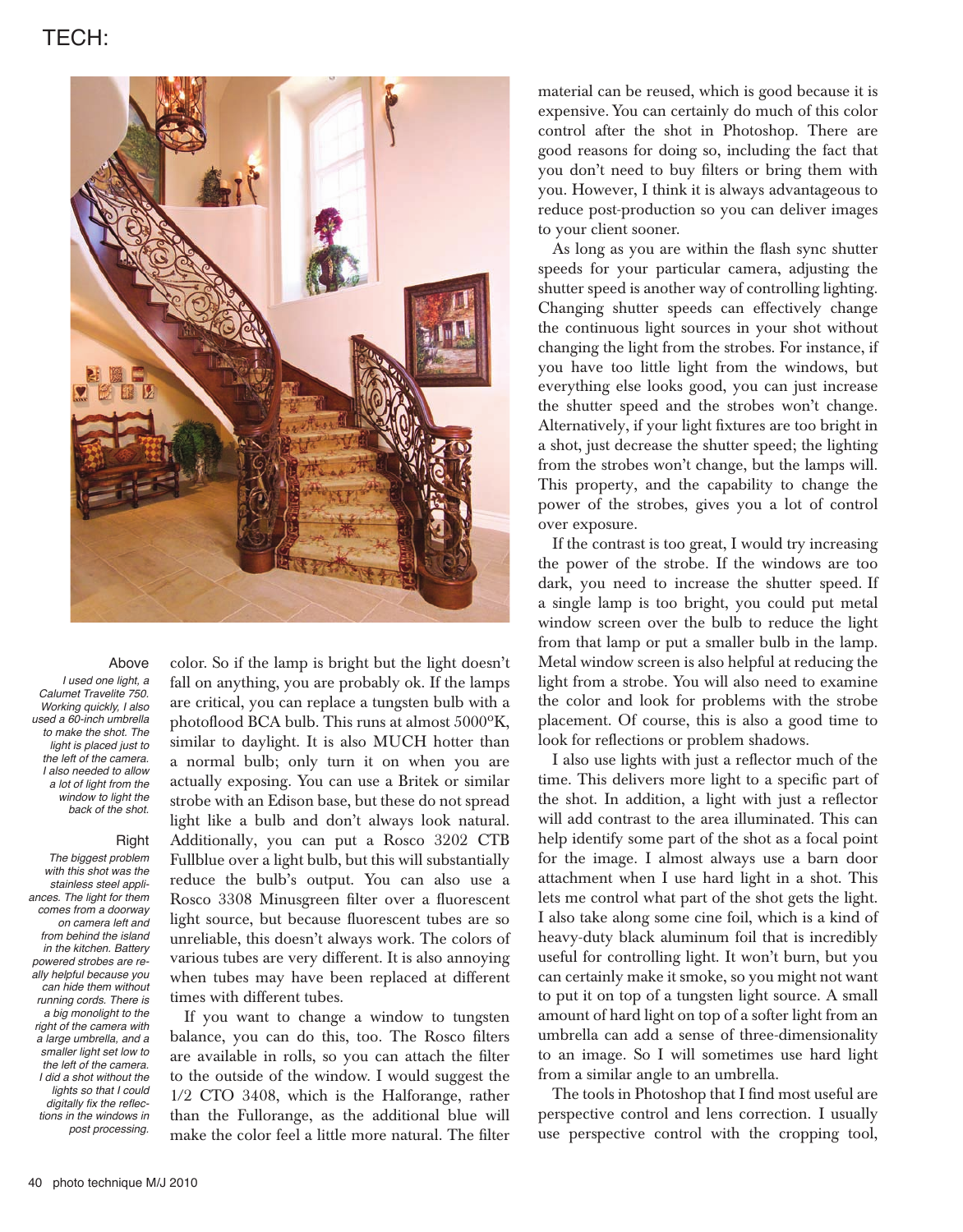## TECH:

**Above**

*I used one light, a Calumet Travelite 750. Working quickly, I also used a 60-inch umbrella to make the shot. The light is placed just to the left of the camera. I also needed to allow a lot of light from the window to light the back of the shot.*

**Right**

*The biggest problem with this shot was the stainless steel appliances. The light for them comes from a doorway on camera left and from behind the island in the kitchen. Battery powered strobes are really helpful because you can hide them without running cords. There is a big monolight to the right of the camera with a large umbrella, and a smaller light set low to the left of the camera. I did a shot without the lights so that I could digitally fix the reflections in the windows in post processing.*

color. So if the lamp is bright but the light doesn't fall on anything, you are probably ok. If the lamps are critical, you can replace a tungsten bulb with a photoflood BCA bulb. This runs at almost 5000ºK, similar to daylight. It is also MUCH hotter than a normal bulb; only turn it on when you are actually exposing. You can use a Britek or similar strobe with an Edison base, but these do not spread light like a bulb and don't always look natural. Additionally, you can put a Rosco 3202 CTB Fullblue over a light bulb, but this will substantially reduce the bulb's output. You can also use a Rosco 3308 Minusgreen filter over a fluorescent light source, but because fluorescent tubes are so unreliable, this doesn't always work. The colors of various tubes are very different. It is also annoying when tubes may have been replaced at different times with different tubes.

If you want to change a window to tungsten balance, you can do this, too. The Rosco filters are available in rolls, so you can attach the filter to the outside of the window. I would suggest the 1/2 CTO 3408, which is the Halforange, rather than the Fullorange, as the additional blue will make the color feel a little more natural. The filter material can be reused, which is good because it is expensive. You can certainly do much of this color control after the shot in Photoshop. There are good reasons for doing so, including the fact that you don't need to buy filters or bring them with you. However, I think it is always advantageous to reduce post-production so you can deliver images to your client sooner.

As long as you are within the flash sync shutter speeds for your particular camera, adjusting the shutter speed is another way of controlling lighting. Changing shutter speeds can effectively change the continuous light sources in your shot without changing the light from the strobes. For instance, if you have too little light from the windows, but everything else looks good, you can just increase the shutter speed and the strobes won't change. Alternatively, if your light fixtures are too bright in a shot, just decrease the shutter speed; the lighting from the strobes won't change, but the lamps will. This property, and the capability to change the power of the strobes, gives you a lot of control over exposure.

If the contrast is too great, I would try increasing the power of the strobe. If the windows are too dark, you need to increase the shutter speed. If a single lamp is too bright, you could put metal window screen over the bulb to reduce the light from that lamp or put a smaller bulb in the lamp. Metal window screen is also helpful at reducing the light from a strobe. You will also need to examine the color and look for problems with the strobe placement. Of course, this is also a good time to look for reflections or problem shadows.

I also use lights with just a reflector much of the time. This delivers more light to a specific part of the shot. In addition, a light with just a reflector will add contrast to the area illuminated. This can help identify some part of the shot as a focal point for the image. I almost always use a barn door attachment when I use hard light in a shot. This lets me control what part of the shot gets the light. I also take along some cine foil, which is a kind of heavy-duty black aluminum foil that is incredibly useful for controlling light. It won't burn, but you can certainly make it smoke, so you might not want to put it on top of a tungsten light source. A small amount of hard light on top of a softer light from an umbrella can add a sense of three-dimensionality to an image. So I will sometimes use hard light from a similar angle to an umbrella.

The tools in Photoshop that I find most useful are perspective control and lens correction. I usually use perspective control with the cropping tool,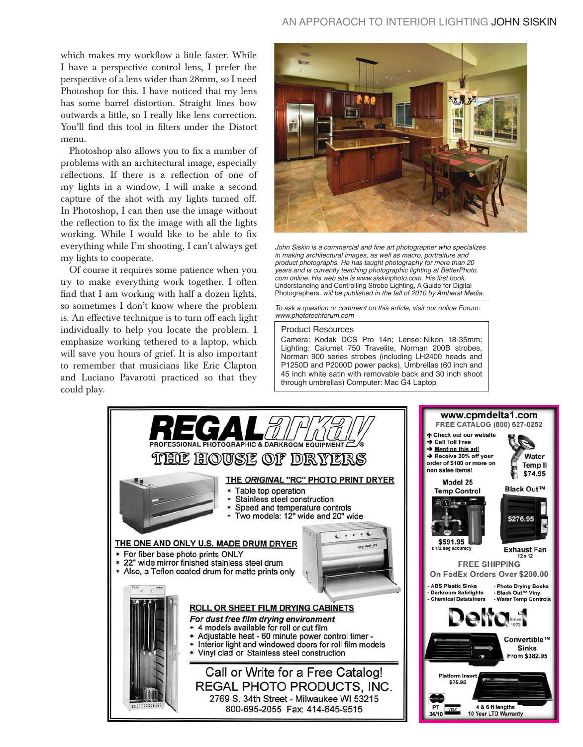which makes my workflow a little faster. While I have a perspective control lens, I prefer the perspective of a lens wider than 28mm, so I need Photoshop for this. I have noticed that my lens has some barrel distortion. Straight lines bow outwards a little, so I really like lens correction. You'll find this tool in filters under the Distort menu.

Photoshop also allows you to fix a number of problems with an architectural image, especially reflections. If there is a reflection of one of my lights in a window, I will make a second capture of the shot with my lights turned off. In Photoshop, I can then use the image without the reflection to fix the image with all the lights working. While I would like to be able to fix everything while I'm shooting, I can't always get my lights to cooperate.

Of course it requires some patience when you try to make everything work together. I often find that I am working with half a dozen lights, so sometimes I don't know where the problem is. An effective technique is to turn off each light individually to help you locate the problem. I emphasize working tethered to a laptop, which will save you hours of grief. It is also important to remember that musicians like Eric Clapton and Luciano Pavarotti practiced so that they could play.

*John Siskin is a commercial and fine art photographer who specializes in making architectural images, as well as macro, portraiture and product photographs. He has taught photography for more than 20 years and is currently teaching photographic lighting at BetterPhoto.com online. His web site is www.siskinphoto.com. His first book,* Understanding and Controlling Strobe Lighting, A Guide for Digital Photographers, *will be published in the fall of 2010 by Amherst Media.*

*To ask a question or comment on this article, visit our online Forum: www.phototechforum.com*

**Product Resources**

Camera: Kodak DCS Pro 14n; Lense: Nikon 18-35mm; Lighting: Calumet 750 Travelite, Norman 200B strobes, Norman 900 series strobes (including LH2400 heads and P1250D and P2000D power packs), Umbrellas (60 inch and 45 inch white satin with removable back and 30 inch shoot through umbrellas) Computer: Mac G4 Laptop

**REGAL arkay**
PROFESSIONAL PHOTOGRAPHIC & DARKROOM EQUIPMENT

**THE HOUSE OF DRYERS**

**THE *ORIGINAL* "RC" PHOTO PRINT DRYER**
* Table top operation
* Stainless steel construction
* Speed and temperature controls
* Two models: 12" wide and 20" wide

**THE ONE AND ONLY U.S. MADE DRUM DRYER**
* For fiber base photo prints ONLY
* 22" wide mirror finished stainless steel drum
* Also, a Teflon coated drum for matte prints only

**ROLL OR SHEET FILM DRYING CABINETS**
***For dust free film drying environment***
* 4 models available for roll or cut film
* Adjustable heat - 60 minute power control timer -
* Interior light and windowed doors for roll film models
* Vinyl clad or Stainless steel construction

Call or Write for a Free Catalog!
REGAL PHOTO PRODUCTS, INC.
2769 S. 34th Street - Milwaukee WI 53215
800-695-2055 Fax: 414-645-9515

**www.cpmdelta1.com**
FREE CATALOG (800) 627-0252

- Check out our website
- Call Toll Free
- Mention this ad!
- Receive 20% off your order of $100 or more on non salee items!

Water Temp II $74.95

Model 25 Temp Control $591.95 ± 1/2 deg accuracy

Black Out™ $276.95 Exhaust Fan 12 x 12

FREE SHIPPING On FedEx Orders Over $200.00

- ABS Plastic Sinks
- Darkroom Safelights
- Chemical Datatainers
- Photo Drying Books
- Black Out™ Vinyl
- Water Temp Controls

Delta 1 Since 1972

Convertible™ Sinks From $382.95

Platform Insert $75.95

4 & 6 ft lengths
10 Year LTD Warranty

PT 34/10